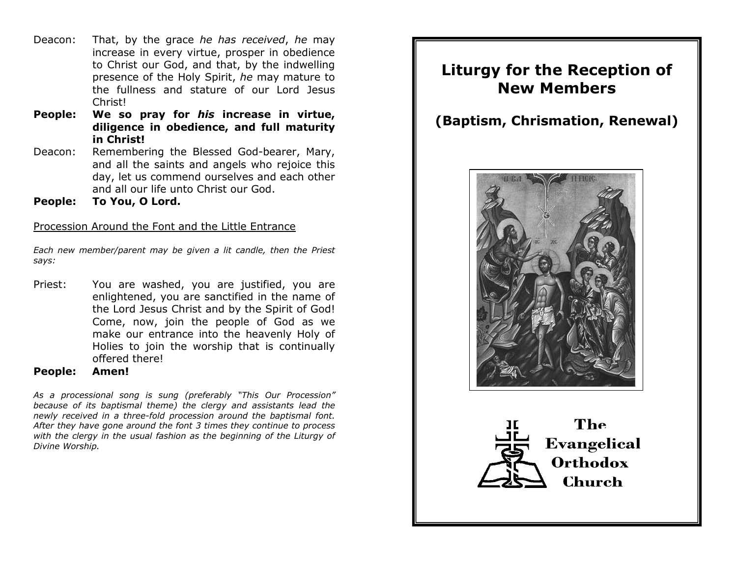Deacon: That, by the grace *he has received*, *he* may increase in every virtue, prosper in obedience to Christ our God, and that, by the indwelling presence of the Holy Spirit, *he* may mature to the fullness and stature of our Lord Jesus Christ!

**People: We so pray for *his* increase in virtue, diligence in obedience, and full maturity in Christ!**

Deacon: Remembering the Blessed God-bearer, Mary, and all the saints and angels who rejoice this day, let us commend ourselves and each other and all our life unto Christ our God.

**People: To You, O Lord.**

Procession Around the Font and the Little Entrance

*Each new member/parent may be given a lit candle, then the Priest says:*

Priest: You are washed, you are justified, you are enlightened, you are sanctified in the name of the Lord Jesus Christ and by the Spirit of God! Come, now, join the people of God as we make our entrance into the heavenly Holy of Holies to join the worship that is continually offered there!

**People: Amen!**

*As a processional song is sung (preferably "This Our Procession" because of its baptismal theme) the clergy and assistants lead the newly received in a three-fold procession around the baptismal font. After they have gone around the font 3 times they continue to process with the clergy in the usual fashion as the beginning of the Liturgy of Divine Worship.*

# Liturgy for the Reception of New Members

## (Baptism, Chrismation, Renewal)

The Evangelical Orthodox Church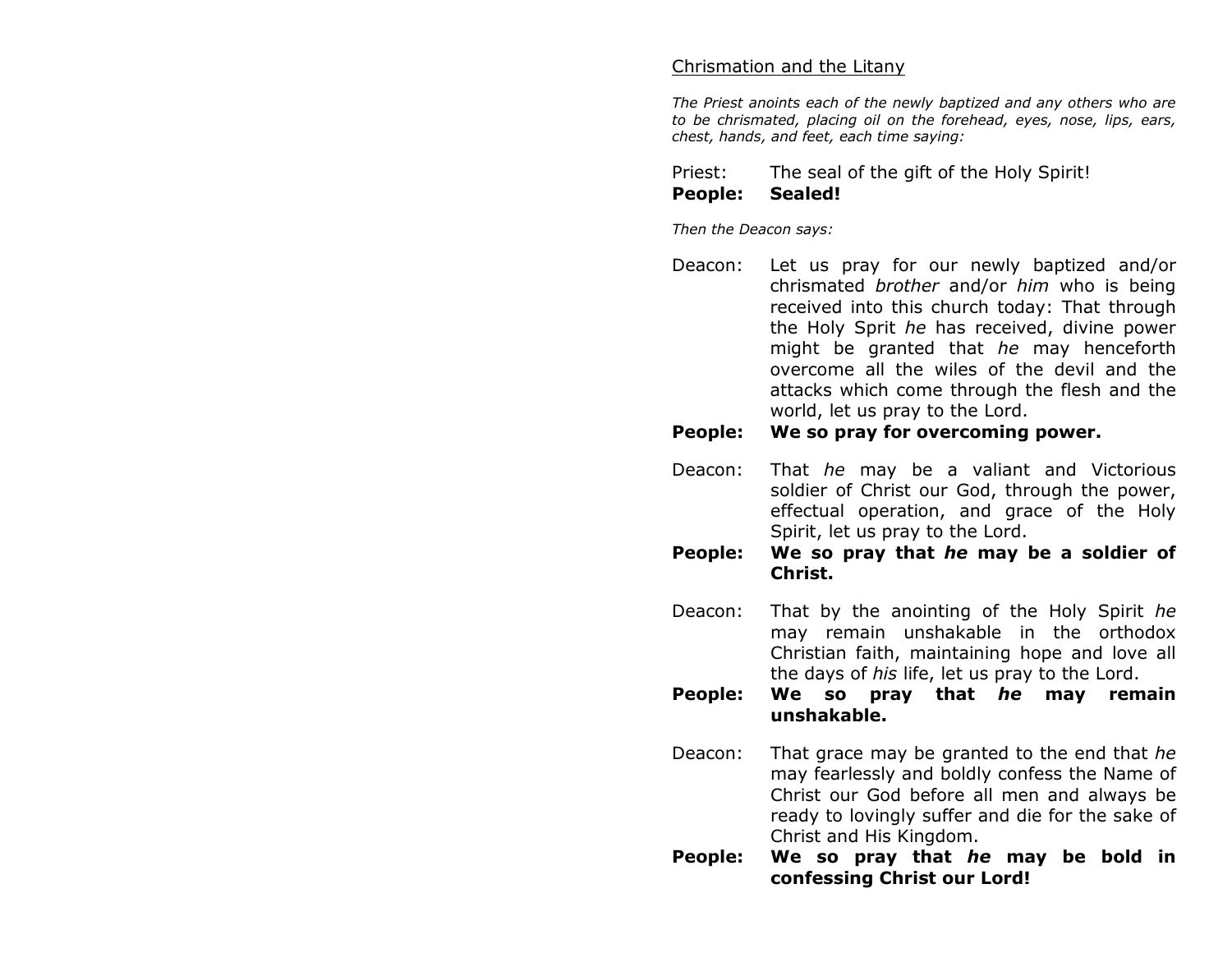<u>Chrismation and the Litany</u>

*The Priest anoints each of the newly baptized and any others who are to be chrismated, placing oil on the forehead, eyes, nose, lips, ears, chest, hands, and feet, each time saying:*

Priest: The seal of the gift of the Holy Spirit!
**People: Sealed!**

*Then the Deacon says:*

Deacon: Let us pray for our newly baptized and/or chrismated *brother* and/or *him* who is being received into this church today: That through the Holy Sprit *he* has received, divine power might be granted that *he* may henceforth overcome all the wiles of the devil and the attacks which come through the flesh and the world, let us pray to the Lord.
**People: We so pray for overcoming power.**

Deacon: That *he* may be a valiant and Victorious soldier of Christ our God, through the power, effectual operation, and grace of the Holy Spirit, let us pray to the Lord.
**People: We so pray that *he* may be a soldier of Christ.**

Deacon: That by the anointing of the Holy Spirit *he* may remain unshakable in the orthodox Christian faith, maintaining hope and love all the days of *his* life, let us pray to the Lord.
**People: We so pray that *he* may remain unshakable.**

Deacon: That grace may be granted to the end that *he* may fearlessly and boldly confess the Name of Christ our God before all men and always be ready to lovingly suffer and die for the sake of Christ and His Kingdom.
**People: We so pray that *he* may be bold in confessing Christ our Lord!**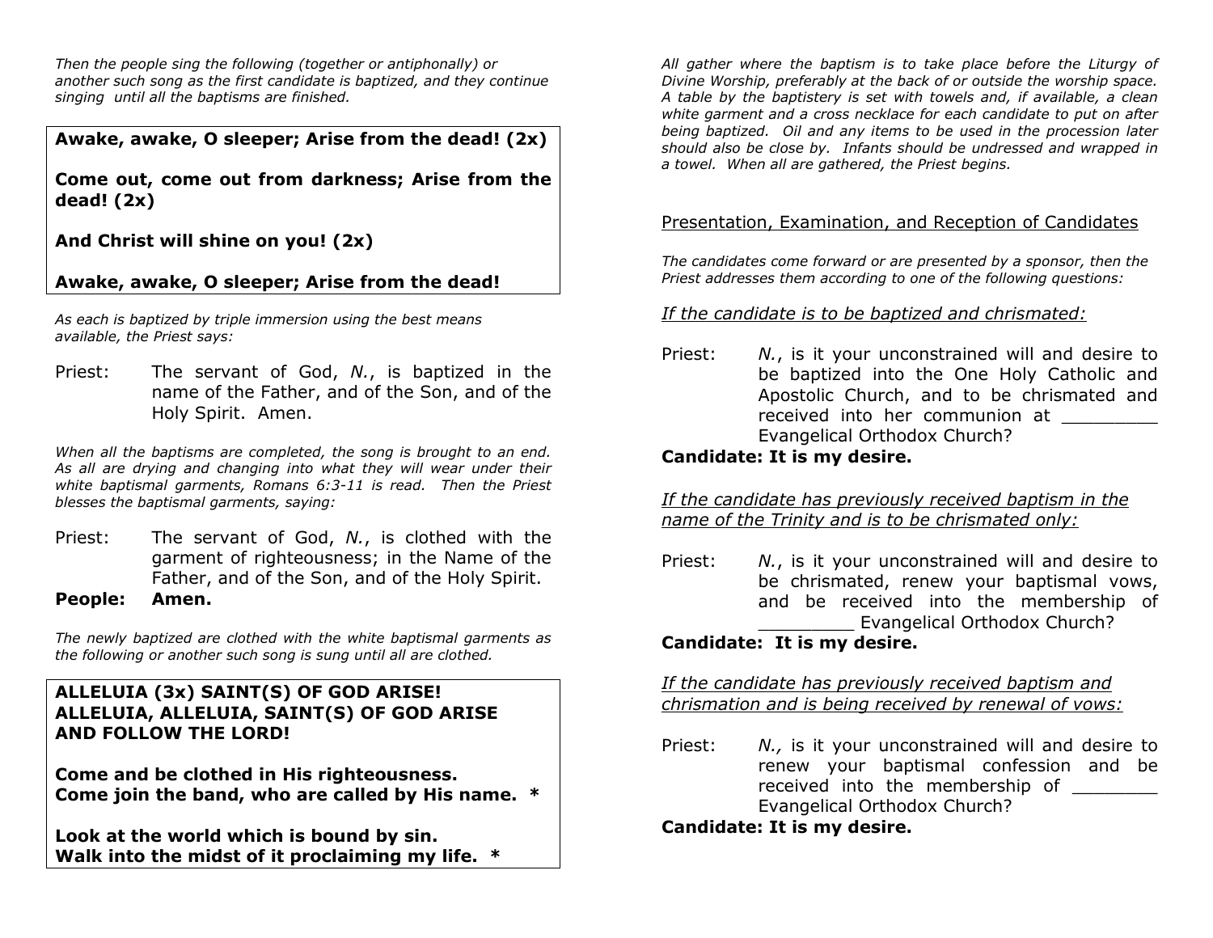*Then the people sing the following (together or antiphonally) or another such song as the first candidate is baptized, and they continue singing until all the baptisms are finished.*

**Awake, awake, O sleeper; Arise from the dead! (2x)**

**Come out, come out from darkness; Arise from the dead! (2x)**

**And Christ will shine on you! (2x)**

**Awake, awake, O sleeper; Arise from the dead!**

*As each is baptized by triple immersion using the best means available, the Priest says:*

Priest: The servant of God, *N.*, is baptized in the name of the Father, and of the Son, and of the Holy Spirit. Amen.

*When all the baptisms are completed, the song is brought to an end. As all are drying and changing into what they will wear under their white baptismal garments, Romans 6:3-11 is read. Then the Priest blesses the baptismal garments, saying:*

Priest: The servant of God, *N.*, is clothed with the garment of righteousness; in the Name of the Father, and of the Son, and of the Holy Spirit.
**People: Amen.**

*The newly baptized are clothed with the white baptismal garments as the following or another such song is sung until all are clothed.*

**ALLELUIA (3x) SAINT(S) OF GOD ARISE!**
**ALLELUIA, ALLELUIA, SAINT(S) OF GOD ARISE AND FOLLOW THE LORD!**

**Come and be clothed in His righteousness.**
**Come join the band, who are called by His name. ***

**Look at the world which is bound by sin.**
**Walk into the midst of it proclaiming my life. ***

*All gather where the baptism is to take place before the Liturgy of Divine Worship, preferably at the back of or outside the worship space. A table by the baptistery is set with towels and, if available, a clean white garment and a cross necklace for each candidate to put on after being baptized. Oil and any items to be used in the procession later should also be close by. Infants should be undressed and wrapped in a towel. When all are gathered, the Priest begins.*

## Presentation, Examination, and Reception of Candidates

*The candidates come forward or are presented by a sponsor, then the Priest addresses them according to one of the following questions:*

*If the candidate is to be baptized and chrismated:*

Priest: *N.*, is it your unconstrained will and desire to be baptized into the One Holy Catholic and Apostolic Church, and to be chrismated and received into her communion at _________ Evangelical Orthodox Church?
**Candidate: It is my desire.**

*If the candidate has previously received baptism in the name of the Trinity and is to be chrismated only:*

Priest: *N.*, is it your unconstrained will and desire to be chrismated, renew your baptismal vows, and be received into the membership of _________ Evangelical Orthodox Church?
**Candidate: It is my desire.**

*If the candidate has previously received baptism and chrismation and is being received by renewal of vows:*

Priest: *N.,* is it your unconstrained will and desire to renew your baptismal confession and be received into the membership of ________ Evangelical Orthodox Church?
**Candidate: It is my desire.**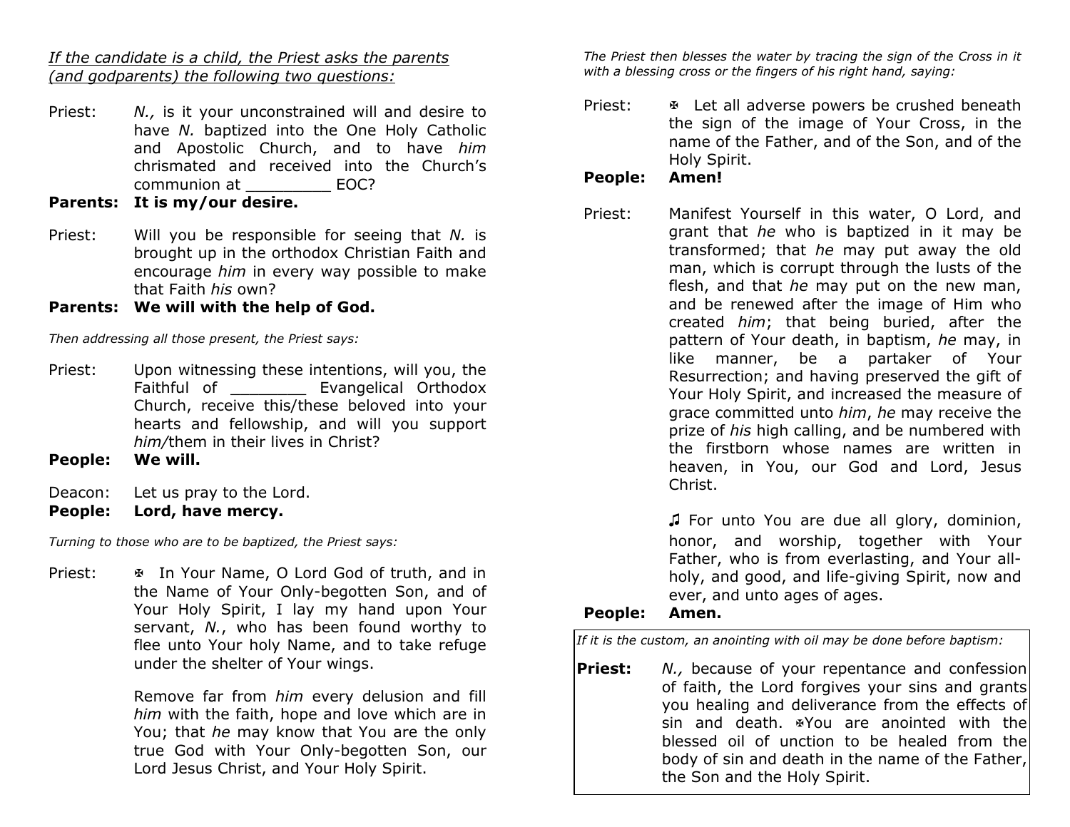*If the candidate is a child, the Priest asks the parents (and godparents) the following two questions:*

Priest: *N.,* is it your unconstrained will and desire to have *N.* baptized into the One Holy Catholic and Apostolic Church, and to have *him* chrismated and received into the Church's communion at _________ EOC?

**Parents: It is my/our desire.**

Priest: Will you be responsible for seeing that *N.* is brought up in the orthodox Christian Faith and encourage *him* in every way possible to make that Faith *his* own?

**Parents: We will with the help of God.**

*Then addressing all those present, the Priest says:*

Priest: Upon witnessing these intentions, will you, the Faithful of ________ Evangelical Orthodox Church, receive this/these beloved into your hearts and fellowship, and will you support *him/*them in their lives in Christ?

**People: We will.**

Deacon: Let us pray to the Lord.

**People: Lord, have mercy.**

*Turning to those who are to be baptized, the Priest says:*

Priest: ✠ In Your Name, O Lord God of truth, and in the Name of Your Only-begotten Son, and of Your Holy Spirit, I lay my hand upon Your servant, *N.*, who has been found worthy to flee unto Your holy Name, and to take refuge under the shelter of Your wings.

Remove far from *him* every delusion and fill *him* with the faith, hope and love which are in You; that *he* may know that You are the only true God with Your Only-begotten Son, our Lord Jesus Christ, and Your Holy Spirit.

*The Priest then blesses the water by tracing the sign of the Cross in it with a blessing cross or the fingers of his right hand, saying:*

Priest: ✠ Let all adverse powers be crushed beneath the sign of the image of Your Cross, in the name of the Father, and of the Son, and of the Holy Spirit.

**People: Amen!**

Priest: Manifest Yourself in this water, O Lord, and grant that *he* who is baptized in it may be transformed; that *he* may put away the old man, which is corrupt through the lusts of the flesh, and that *he* may put on the new man, and be renewed after the image of Him who created *him*; that being buried, after the pattern of Your death, in baptism, *he* may, in like manner, be a partaker of Your Resurrection; and having preserved the gift of Your Holy Spirit, and increased the measure of grace committed unto *him*, *he* may receive the prize of *his* high calling, and be numbered with the firstborn whose names are written in heaven, in You, our God and Lord, Jesus Christ.

♫ For unto You are due all glory, dominion, honor, and worship, together with Your Father, who is from everlasting, and Your all-holy, and good, and life-giving Spirit, now and ever, and unto ages of ages.

**People: Amen.**

*If it is the custom, an anointing with oil may be done before baptism:*

**Priest:** *N.,* because of your repentance and confession of faith, the Lord forgives your sins and grants you healing and deliverance from the effects of sin and death. ✠You are anointed with the blessed oil of unction to be healed from the body of sin and death in the name of the Father, the Son and the Holy Spirit.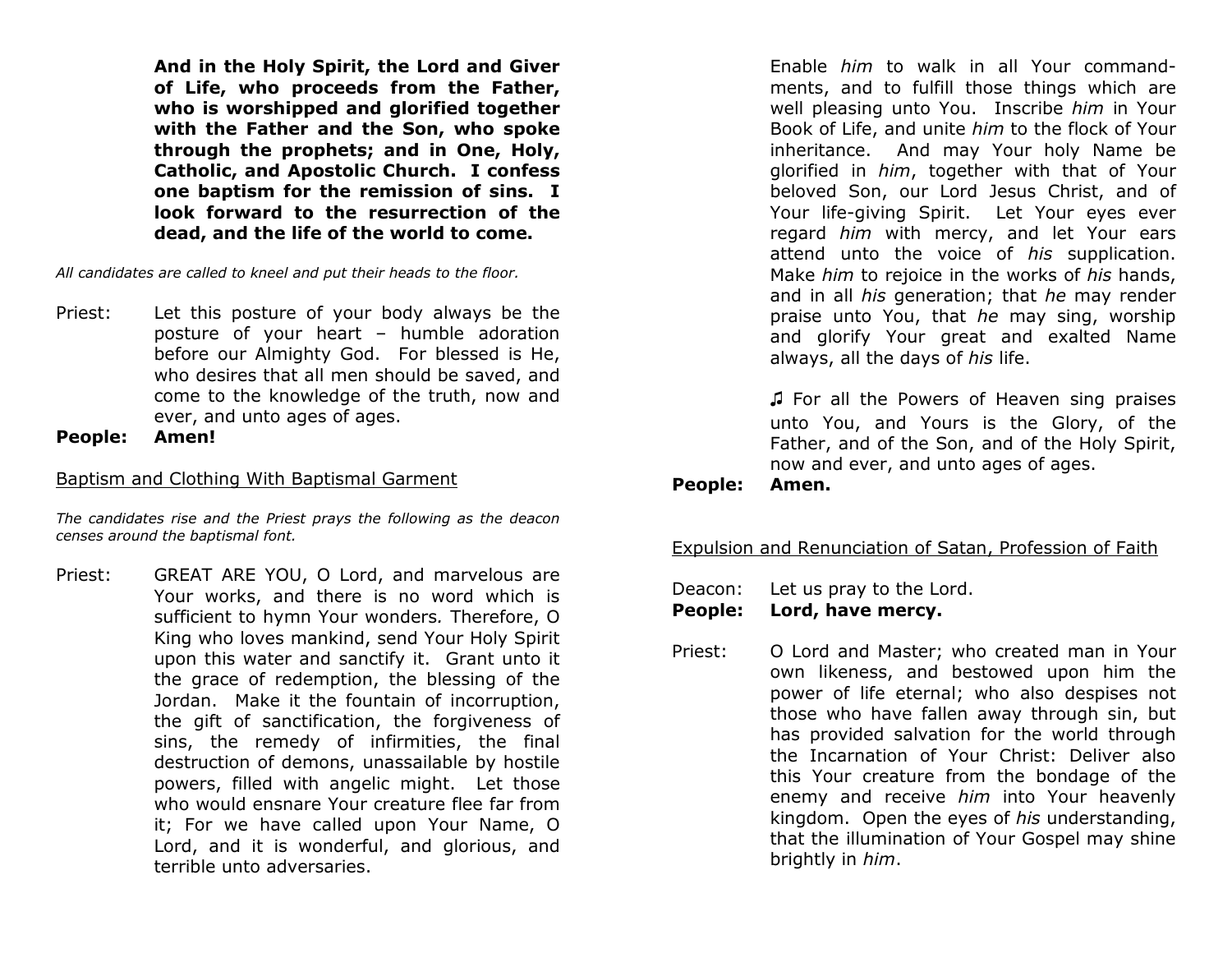**And in the Holy Spirit, the Lord and Giver of Life, who proceeds from the Father, who is worshipped and glorified together with the Father and the Son, who spoke through the prophets; and in One, Holy, Catholic, and Apostolic Church. I confess one baptism for the remission of sins. I look forward to the resurrection of the dead, and the life of the world to come.**

*All candidates are called to kneel and put their heads to the floor.*

Priest: Let this posture of your body always be the posture of your heart – humble adoration before our Almighty God. For blessed is He, who desires that all men should be saved, and come to the knowledge of the truth, now and ever, and unto ages of ages.

**People: Amen!**

Baptism and Clothing With Baptismal Garment

*The candidates rise and the Priest prays the following as the deacon censes around the baptismal font.*

Priest: GREAT ARE YOU, O Lord, and marvelous are Your works, and there is no word which is sufficient to hymn Your wonders. Therefore, O King who loves mankind, send Your Holy Spirit upon this water and sanctify it. Grant unto it the grace of redemption, the blessing of the Jordan. Make it the fountain of incorruption, the gift of sanctification, the forgiveness of sins, the remedy of infirmities, the final destruction of demons, unassailable by hostile powers, filled with angelic might. Let those who would ensnare Your creature flee far from it; For we have called upon Your Name, O Lord, and it is wonderful, and glorious, and terrible unto adversaries.

Enable *him* to walk in all Your commandments, and to fulfill those things which are well pleasing unto You. Inscribe *him* in Your Book of Life, and unite *him* to the flock of Your inheritance. And may Your holy Name be glorified in *him*, together with that of Your beloved Son, our Lord Jesus Christ, and of Your life-giving Spirit. Let Your eyes ever regard *him* with mercy, and let Your ears attend unto the voice of *his* supplication. Make *him* to rejoice in the works of *his* hands, and in all *his* generation; that *he* may render praise unto You, that *he* may sing, worship and glorify Your great and exalted Name always, all the days of *his* life.

♫ For all the Powers of Heaven sing praises unto You, and Yours is the Glory, of the Father, and of the Son, and of the Holy Spirit, now and ever, and unto ages of ages.

**People: Amen.**

Expulsion and Renunciation of Satan, Profession of Faith

Deacon: Let us pray to the Lord.

**People: Lord, have mercy.**

Priest: O Lord and Master; who created man in Your own likeness, and bestowed upon him the power of life eternal; who also despises not those who have fallen away through sin, but has provided salvation for the world through the Incarnation of Your Christ: Deliver also this Your creature from the bondage of the enemy and receive *him* into Your heavenly kingdom. Open the eyes of *his* understanding, that the illumination of Your Gospel may shine brightly in *him*.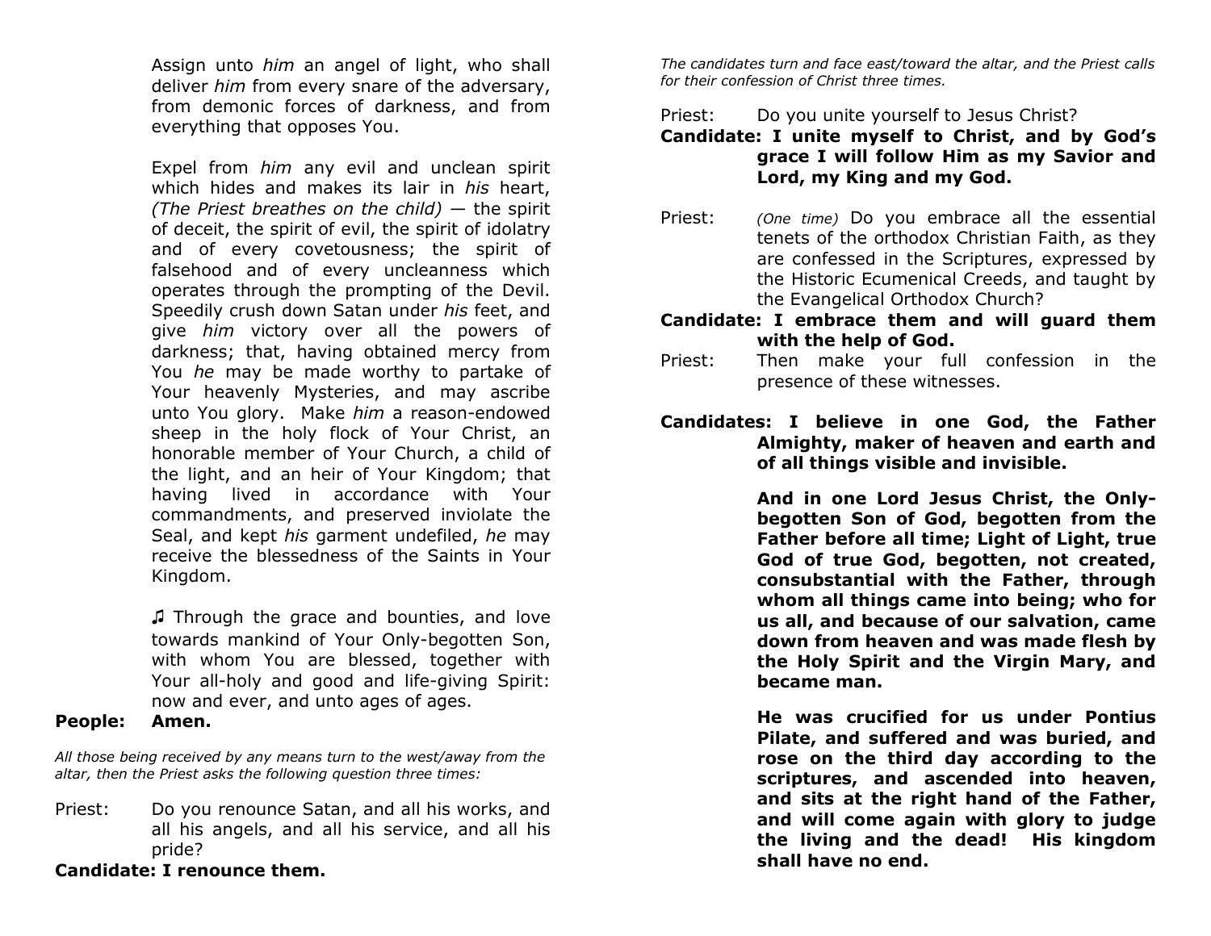Assign unto *him* an angel of light, who shall deliver *him* from every snare of the adversary, from demonic forces of darkness, and from everything that opposes You.

Expel from *him* any evil and unclean spirit which hides and makes its lair in *his* heart, *(The Priest breathes on the child)* — the spirit of deceit, the spirit of evil, the spirit of idolatry and of every covetousness; the spirit of falsehood and of every uncleanness which operates through the prompting of the Devil. Speedily crush down Satan under *his* feet, and give *him* victory over all the powers of darkness; that, having obtained mercy from You *he* may be made worthy to partake of Your heavenly Mysteries, and may ascribe unto You glory. Make *him* a reason-endowed sheep in the holy flock of Your Christ, an honorable member of Your Church, a child of the light, and an heir of Your Kingdom; that having lived in accordance with Your commandments, and preserved inviolate the Seal, and kept *his* garment undefiled, *he* may receive the blessedness of the Saints in Your Kingdom.

♫ Through the grace and bounties, and love towards mankind of Your Only-begotten Son, with whom You are blessed, together with Your all-holy and good and life-giving Spirit: now and ever, and unto ages of ages.

**People: Amen.**

*All those being received by any means turn to the west/away from the altar, then the Priest asks the following question three times:*

Priest: Do you renounce Satan, and all his works, and all his angels, and all his service, and all his pride?

**Candidate: I renounce them.**

*The candidates turn and face east/toward the altar, and the Priest calls for their confession of Christ three times.*

Priest: Do you unite yourself to Jesus Christ?

**Candidate: I unite myself to Christ, and by God's grace I will follow Him as my Savior and Lord, my King and my God.**

Priest: *(One time)* Do you embrace all the essential tenets of the orthodox Christian Faith, as they are confessed in the Scriptures, expressed by the Historic Ecumenical Creeds, and taught by the Evangelical Orthodox Church?

**Candidate: I embrace them and will guard them with the help of God.**

Priest: Then make your full confession in the presence of these witnesses.

**Candidates: I believe in one God, the Father Almighty, maker of heaven and earth and of all things visible and invisible.**

**And in one Lord Jesus Christ, the Only-begotten Son of God, begotten from the Father before all time; Light of Light, true God of true God, begotten, not created, consubstantial with the Father, through whom all things came into being; who for us all, and because of our salvation, came down from heaven and was made flesh by the Holy Spirit and the Virgin Mary, and became man.**

**He was crucified for us under Pontius Pilate, and suffered and was buried, and rose on the third day according to the scriptures, and ascended into heaven, and sits at the right hand of the Father, and will come again with glory to judge the living and the dead! His kingdom shall have no end.**